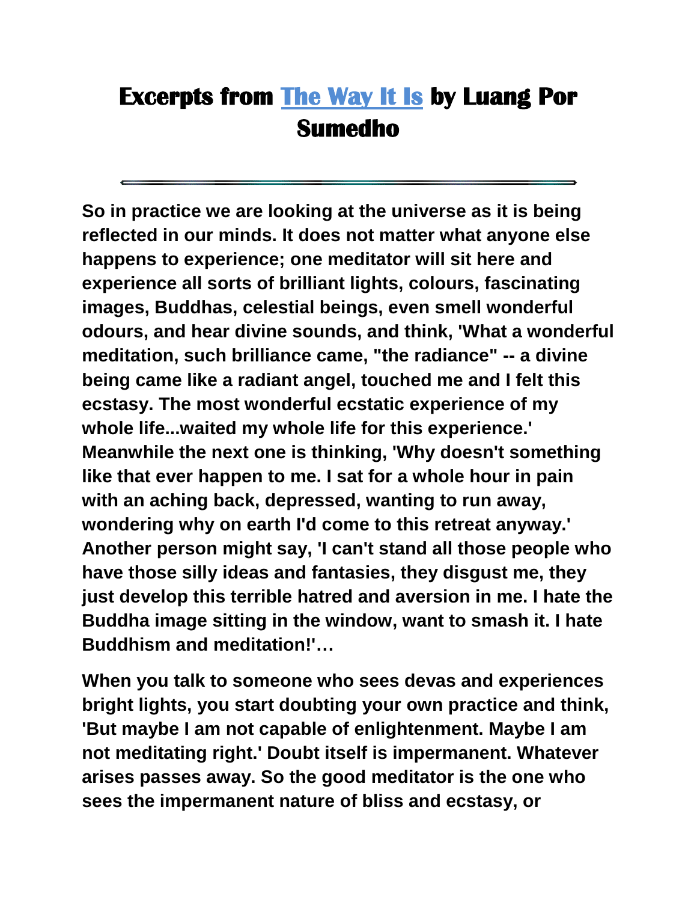# Excerpts from [The Way It Is]() by Luang Por Sumedho

---

**So in practice we are looking at the universe as it is being reflected in our minds. It does not matter what anyone else happens to experience; one meditator will sit here and experience all sorts of brilliant lights, colours, fascinating images, Buddhas, celestial beings, even smell wonderful odours, and hear divine sounds, and think, 'What a wonderful meditation, such brilliance came, "the radiance" -- a divine being came like a radiant angel, touched me and I felt this ecstasy. The most wonderful ecstatic experience of my whole life...waited my whole life for this experience.' Meanwhile the next one is thinking, 'Why doesn't something like that ever happen to me. I sat for a whole hour in pain with an aching back, depressed, wanting to run away, wondering why on earth I'd come to this retreat anyway.' Another person might say, 'I can't stand all those people who have those silly ideas and fantasies, they disgust me, they just develop this terrible hatred and aversion in me. I hate the Buddha image sitting in the window, want to smash it. I hate Buddhism and meditation!'…**

**When you talk to someone who sees devas and experiences bright lights, you start doubting your own practice and think, 'But maybe I am not capable of enlightenment. Maybe I am not meditating right.' Doubt itself is impermanent. Whatever arises passes away. So the good meditator is the one who sees the impermanent nature of bliss and ecstasy, or**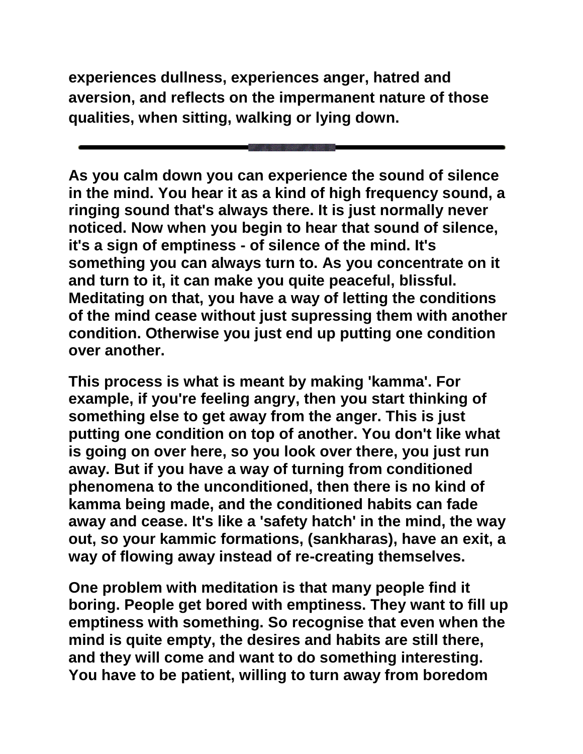experiences dullness, experiences anger, hatred and aversion, and reflects on the impermanent nature of those qualities, when sitting, walking or lying down.

---

As you calm down you can experience the sound of silence in the mind. You hear it as a kind of high frequency sound, a ringing sound that's always there. It is just normally never noticed. Now when you begin to hear that sound of silence, it's a sign of emptiness - of silence of the mind. It's something you can always turn to. As you concentrate on it and turn to it, it can make you quite peaceful, blissful. Meditating on that, you have a way of letting the conditions of the mind cease without just supressing them with another condition. Otherwise you just end up putting one condition over another.

This process is what is meant by making 'kamma'. For example, if you're feeling angry, then you start thinking of something else to get away from the anger. This is just putting one condition on top of another. You don't like what is going on over here, so you look over there, you just run away. But if you have a way of turning from conditioned phenomena to the unconditioned, then there is no kind of kamma being made, and the conditioned habits can fade away and cease. It's like a 'safety hatch' in the mind, the way out, so your kammic formations, (sankharas), have an exit, a way of flowing away instead of re-creating themselves.

One problem with meditation is that many people find it boring. People get bored with emptiness. They want to fill up emptiness with something. So recognise that even when the mind is quite empty, the desires and habits are still there, and they will come and want to do something interesting. You have to be patient, willing to turn away from boredom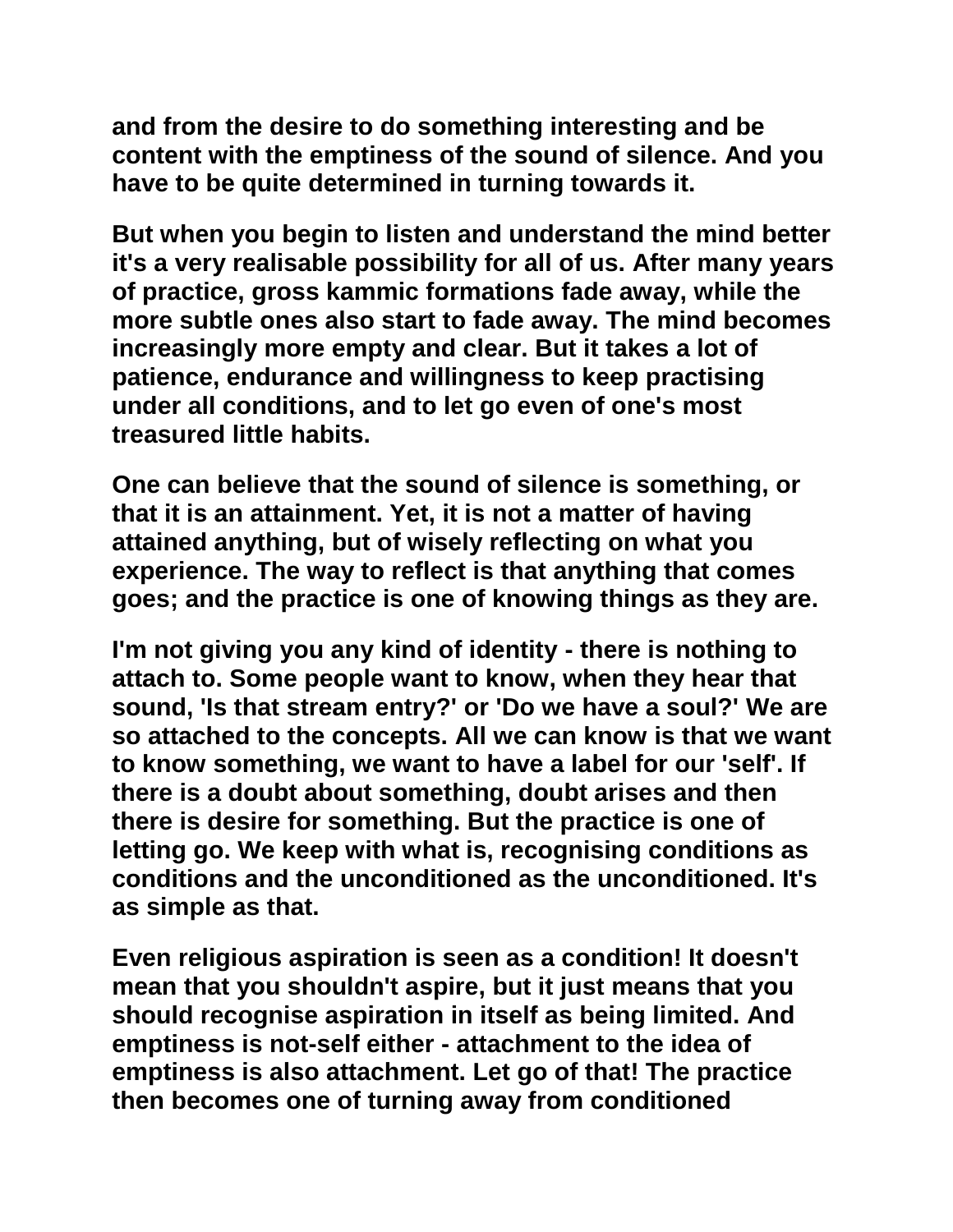and from the desire to do something interesting and be content with the emptiness of the sound of silence. And you have to be quite determined in turning towards it.

But when you begin to listen and understand the mind better it's a very realisable possibility for all of us. After many years of practice, gross kammic formations fade away, while the more subtle ones also start to fade away. The mind becomes increasingly more empty and clear. But it takes a lot of patience, endurance and willingness to keep practising under all conditions, and to let go even of one's most treasured little habits.

One can believe that the sound of silence is something, or that it is an attainment. Yet, it is not a matter of having attained anything, but of wisely reflecting on what you experience. The way to reflect is that anything that comes goes; and the practice is one of knowing things as they are.

I'm not giving you any kind of identity - there is nothing to attach to. Some people want to know, when they hear that sound, 'Is that stream entry?' or 'Do we have a soul?' We are so attached to the concepts. All we can know is that we want to know something, we want to have a label for our 'self'. If there is a doubt about something, doubt arises and then there is desire for something. But the practice is one of letting go. We keep with what is, recognising conditions as conditions and the unconditioned as the unconditioned. It's as simple as that.

Even religious aspiration is seen as a condition! It doesn't mean that you shouldn't aspire, but it just means that you should recognise aspiration in itself as being limited. And emptiness is not-self either - attachment to the idea of emptiness is also attachment. Let go of that! The practice then becomes one of turning away from conditioned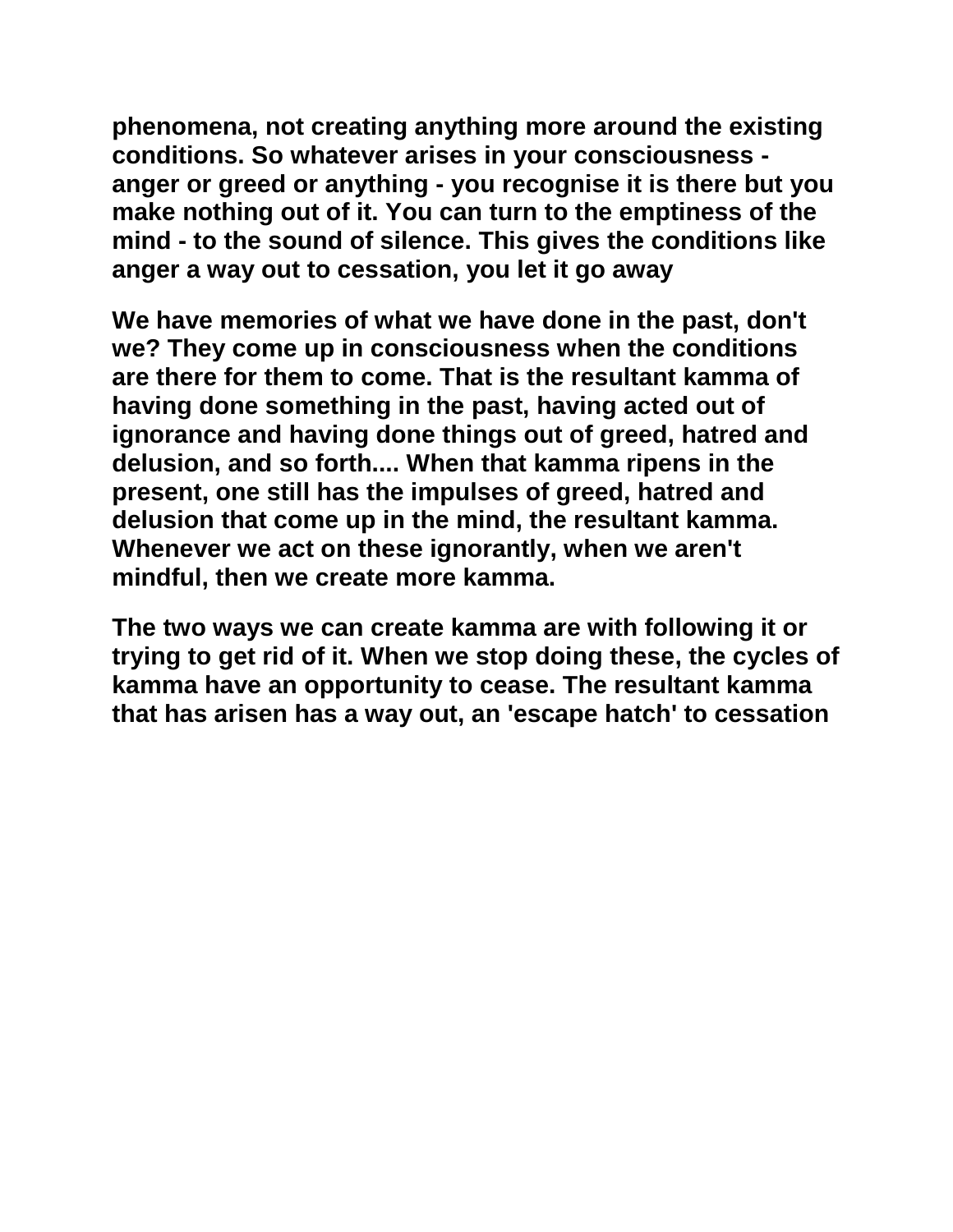phenomena, not creating anything more around the existing conditions. So whatever arises in your consciousness - anger or greed or anything - you recognise it is there but you make nothing out of it. You can turn to the emptiness of the mind - to the sound of silence. This gives the conditions like anger a way out to cessation, you let it go away

We have memories of what we have done in the past, don't we? They come up in consciousness when the conditions are there for them to come. That is the resultant kamma of having done something in the past, having acted out of ignorance and having done things out of greed, hatred and delusion, and so forth.... When that kamma ripens in the present, one still has the impulses of greed, hatred and delusion that come up in the mind, the resultant kamma. Whenever we act on these ignorantly, when we aren't mindful, then we create more kamma.

The two ways we can create kamma are with following it or trying to get rid of it. When we stop doing these, the cycles of kamma have an opportunity to cease. The resultant kamma that has arisen has a way out, an 'escape hatch' to cessation